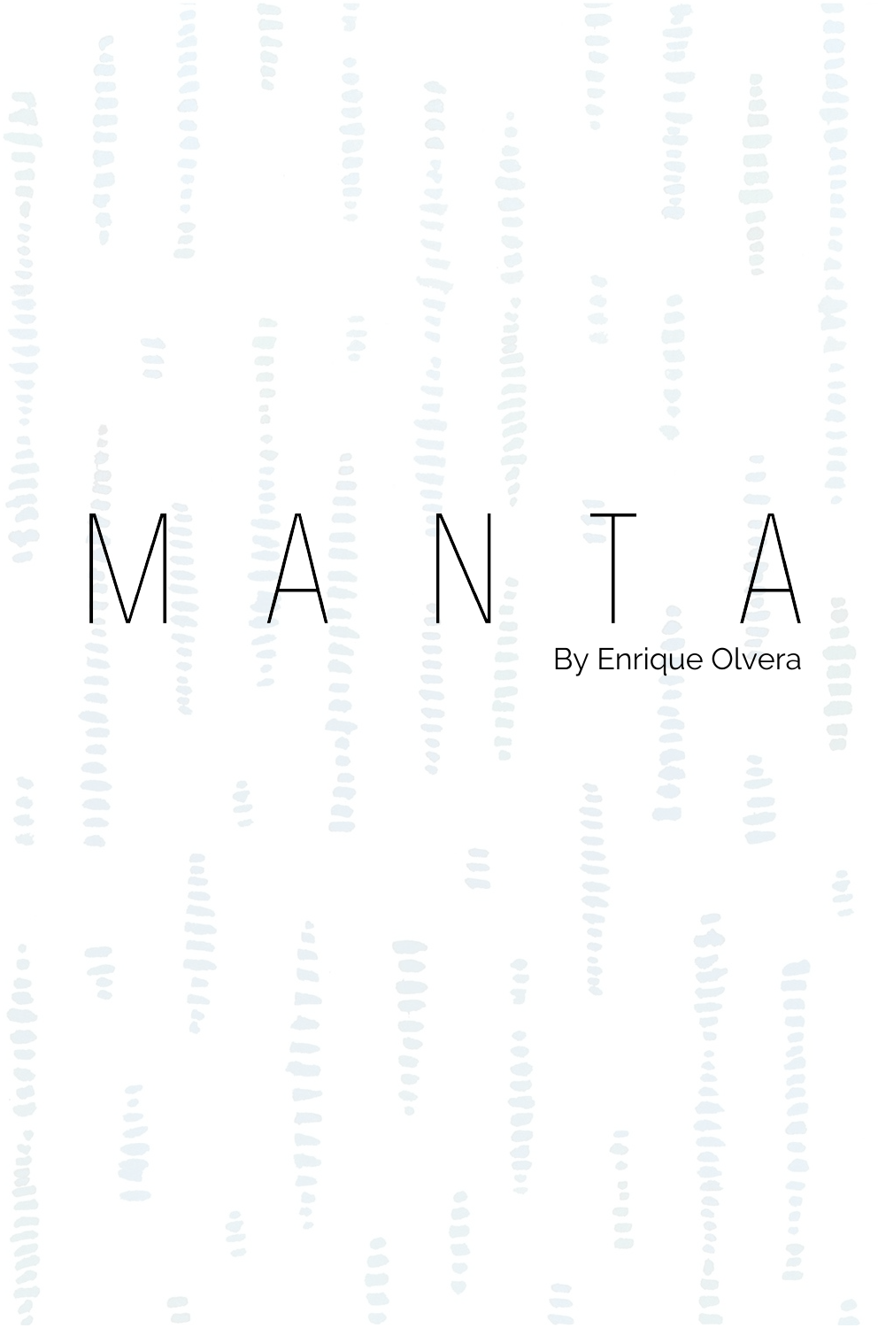# MANTA

By Enrique Olvera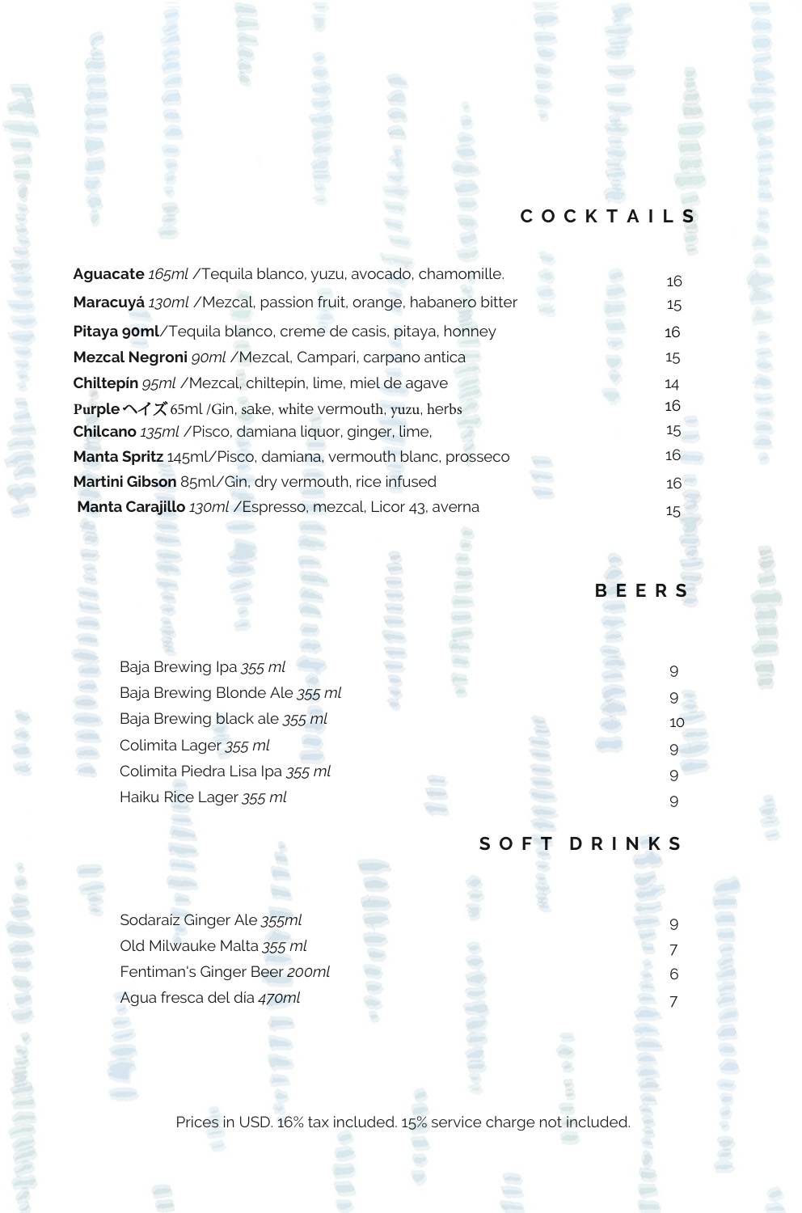## COCKTAILS

| | |
|---|---|
| **Aguacate** *165ml* /Tequila blanco, yuzu, avocado, chamomille. | 16 |
| **Maracuyá** *130ml* /Mezcal, passion fruit, orange, habanero bitter | 15 |
| **Pitaya 90ml**/Tequila blanco, creme de casis, pitaya, honney | 16 |
| **Mezcal Negroni** *90ml* /Mezcal, Campari, carpano antica | 15 |
| **Chiltepín** *95ml* /Mezcal, chiltepin, lime, miel de agave | 14 |
| **Purple ヘイズ** 65ml /Gin, sake, white vermouth, yuzu, herbs | 16 |
| **Chilcano** *135ml* /Pisco, damiana liquor, ginger, lime, | 15 |
| **Manta Spritz** 145ml/Pisco, damiana, vermouth blanc, prosseco | 16 |
| **Martini Gibson** 85ml/Gin, dry vermouth, rice infused | 16 |
| **Manta Carajillo** *130ml* /Espresso, mezcal, Licor 43, averna | 15 |

## BEERS

| | |
|---|---|
| Baja Brewing Ipa *355 ml* | 9 |
| Baja Brewing Blonde Ale *355 ml* | 9 |
| Baja Brewing black ale *355 ml* | 10 |
| Colimita Lager *355 ml* | 9 |
| Colimita Piedra Lisa Ipa *355 ml* | 9 |
| Haiku Rice Lager *355 ml* | 9 |

## SOFT DRINKS

| | |
|---|---|
| Sodaraíz Ginger Ale *355ml* | 9 |
| Old Milwauke Malta *355 ml* | 7 |
| Fentiman's Ginger Beer *200ml* | 6 |
| Agua fresca del día *470ml* | 7 |

Prices in USD. 16% tax included. 15% service charge not included.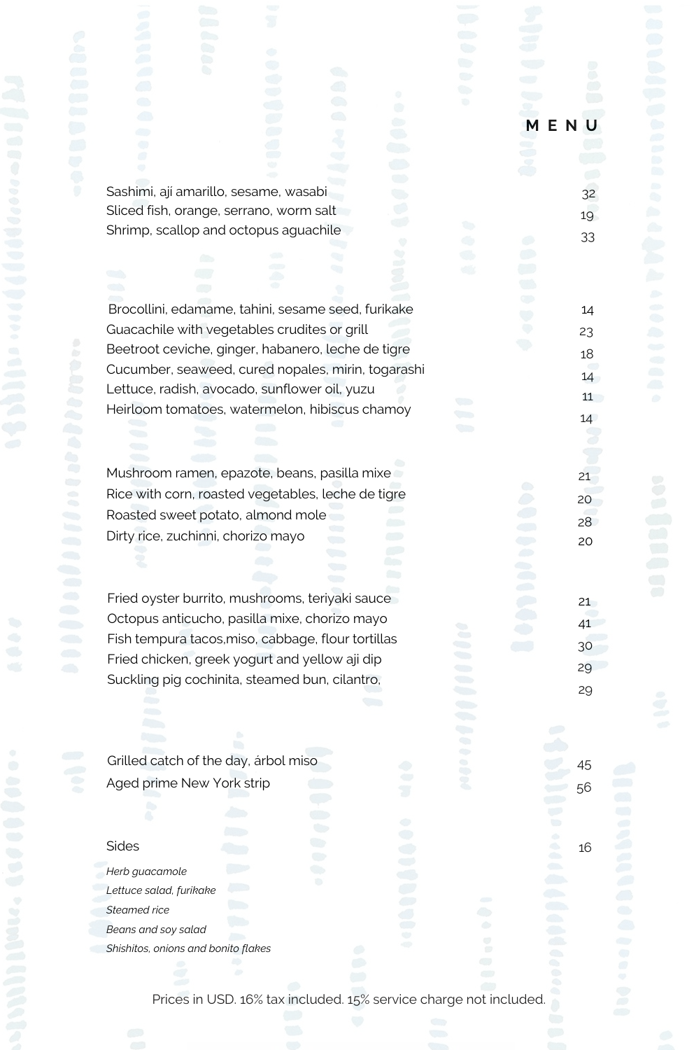# MENU

| | |
|---|---|
| Sashimi, ají amarillo, sesame, wasabi | 32 |
| Sliced fish, orange, serrano, worm salt | 19 |
| Shrimp, scallop and octopus aguachile | 33 |

| | |
|---|---|
| Brocollini, edamame, tahini, sesame seed, furikake | 14 |
| Guacachile with vegetables crudites or grill | 23 |
| Beetroot ceviche, ginger, habanero, leche de tigre | 18 |
| Cucumber, seaweed, cured nopales, mirin, togarashi | 14 |
| Lettuce, radish, avocado, sunflower oil, yuzu | 11 |
| Heirloom tomatoes, watermelon, hibiscus chamoy | 14 |

| | |
|---|---|
| Mushroom ramen, epazote, beans, pasilla mixe | 21 |
| Rice with corn, roasted vegetables, leche de tigre | 20 |
| Roasted sweet potato, almond mole | 28 |
| Dirty rice, zuchinni, chorizo mayo | 20 |

| | |
|---|---|
| Fried oyster burrito, mushrooms, teriyaki sauce | 21 |
| Octopus anticucho, pasilla mixe, chorizo mayo | 41 |
| Fish tempura tacos,miso, cabbage, flour tortillas | 30 |
| Fried chicken, greek yogurt and yellow aji dip | 29 |
| Suckling pig cochinita, steamed bun, cilantro, | 29 |

| | |
|---|---|
| Grilled catch of the day, árbol miso | 45 |
| Aged prime New York strip | 56 |

Sides — 16

*Herb guacamole*
*Lettuce salad, furikake*
*Steamed rice*
*Beans and soy salad*
*Shishitos, onions and bonito flakes*

Prices in USD. 16% tax included. 15% service charge not included.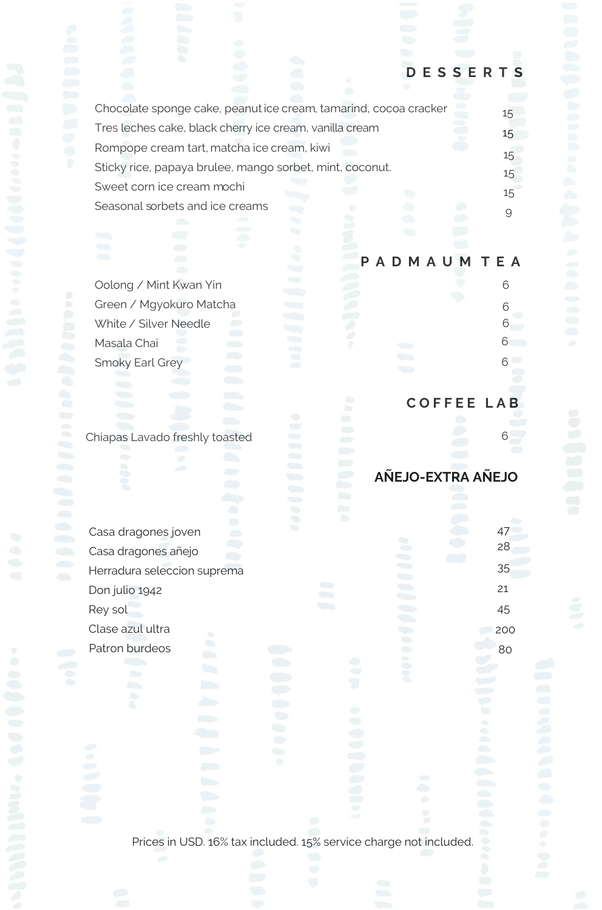## DESSERTS

| Item | Price |
| --- | --- |
| Chocolate sponge cake, peanut ice cream, tamarind, cocoa cracker | 15 |
| Tres leches cake, black cherry ice cream, vanilla cream | 15 |
| Rompope cream tart, matcha ice cream, kiwi | 15 |
| Sticky rice, papaya brulee, mango sorbet, mint, coconut. | 15 |
| Sweet corn ice cream mochi | 15 |
| Seasonal sorbets and ice creams | 9 |

## PADMAUM TEA

| Item | Price |
| --- | --- |
| Oolong / Mint Kwan Yin | 6 |
| Green / Mgyokuro Matcha | 6 |
| White / Silver Needle | 6 |
| Masala Chai | 6 |
| Smoky Earl Grey | 6 |

## COFFEE LAB

| Item | Price |
| --- | --- |
| Chiapas Lavado freshly toasted | 6 |

## AÑEJO-EXTRA AÑEJO

| Item | Price |
| --- | --- |
| Casa dragones joven | 47 |
| Casa dragones añejo | 28 |
| Herradura seleccion suprema | 35 |
| Don julio 1942 | 21 |
| Rey sol | 45 |
| Clase azul ultra | 200 |
| Patron burdeos | 80 |

Prices in USD. 16% tax included. 15% service charge not included.